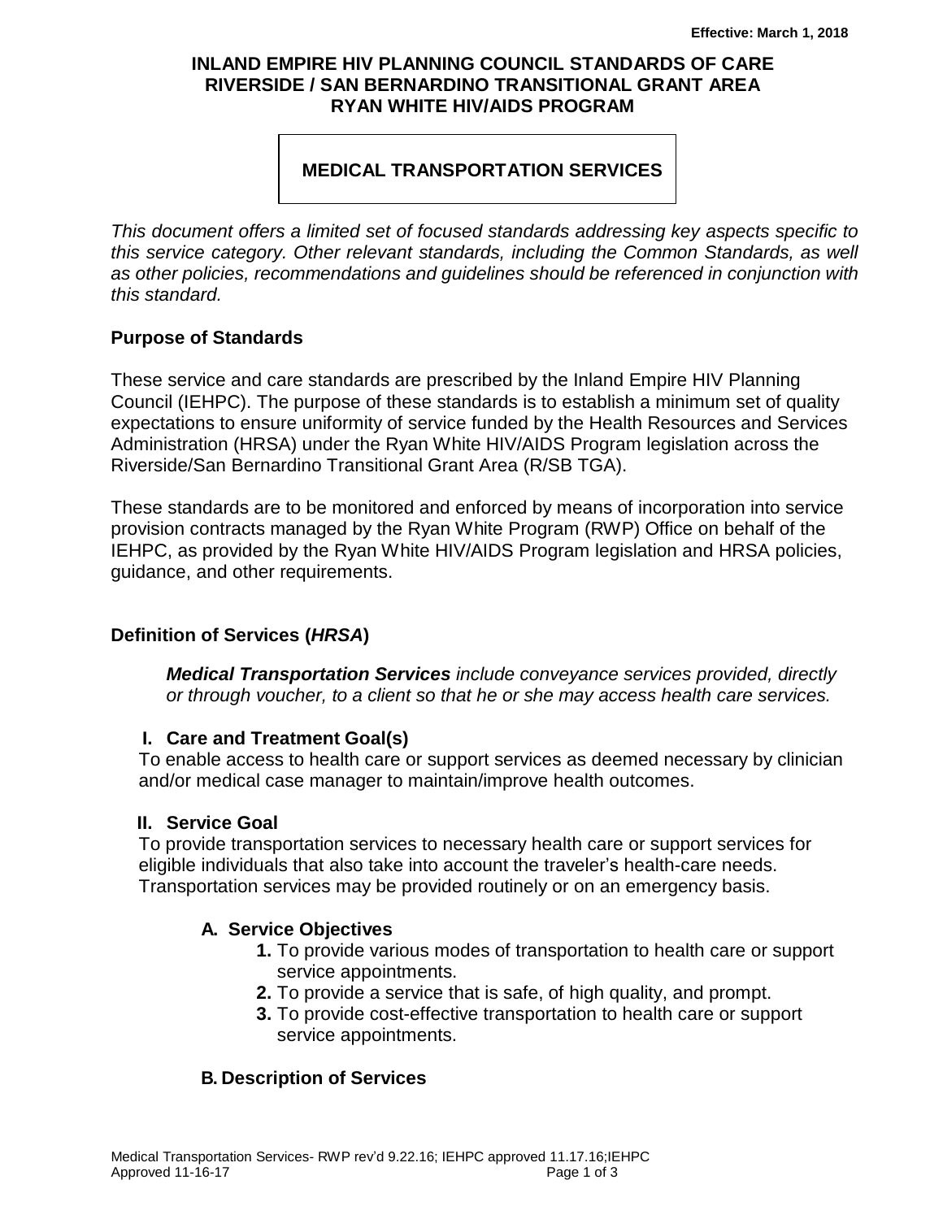**Effective: March 1, 2018**

# INLAND EMPIRE HIV PLANNING COUNCIL STANDARDS OF CARE
# RIVERSIDE / SAN BERNARDINO TRANSITIONAL GRANT AREA
# RYAN WHITE HIV/AIDS PROGRAM

## MEDICAL TRANSPORTATION SERVICES

*This document offers a limited set of focused standards addressing key aspects specific to this service category. Other relevant standards, including the Common Standards, as well as other policies, recommendations and guidelines should be referenced in conjunction with this standard.*

### Purpose of Standards

These service and care standards are prescribed by the Inland Empire HIV Planning Council (IEHPC). The purpose of these standards is to establish a minimum set of quality expectations to ensure uniformity of service funded by the Health Resources and Services Administration (HRSA) under the Ryan White HIV/AIDS Program legislation across the Riverside/San Bernardino Transitional Grant Area (R/SB TGA).

These standards are to be monitored and enforced by means of incorporation into service provision contracts managed by the Ryan White Program (RWP) Office on behalf of the IEHPC, as provided by the Ryan White HIV/AIDS Program legislation and HRSA policies, guidance, and other requirements.

### Definition of Services (*HRSA*)

***Medical Transportation Services** include conveyance services provided, directly or through voucher, to a client so that he or she may access health care services.*

#### I. Care and Treatment Goal(s)

To enable access to health care or support services as deemed necessary by clinician and/or medical case manager to maintain/improve health outcomes.

#### II. Service Goal

To provide transportation services to necessary health care or support services for eligible individuals that also take into account the traveler's health-care needs. Transportation services may be provided routinely or on an emergency basis.

##### A. Service Objectives

1. To provide various modes of transportation to health care or support service appointments.
2. To provide a service that is safe, of high quality, and prompt.
3. To provide cost-effective transportation to health care or support service appointments.

##### B. Description of Services

Medical Transportation Services- RWP rev'd 9.22.16; IEHPC approved 11.17.16;IEHPC Approved 11-16-17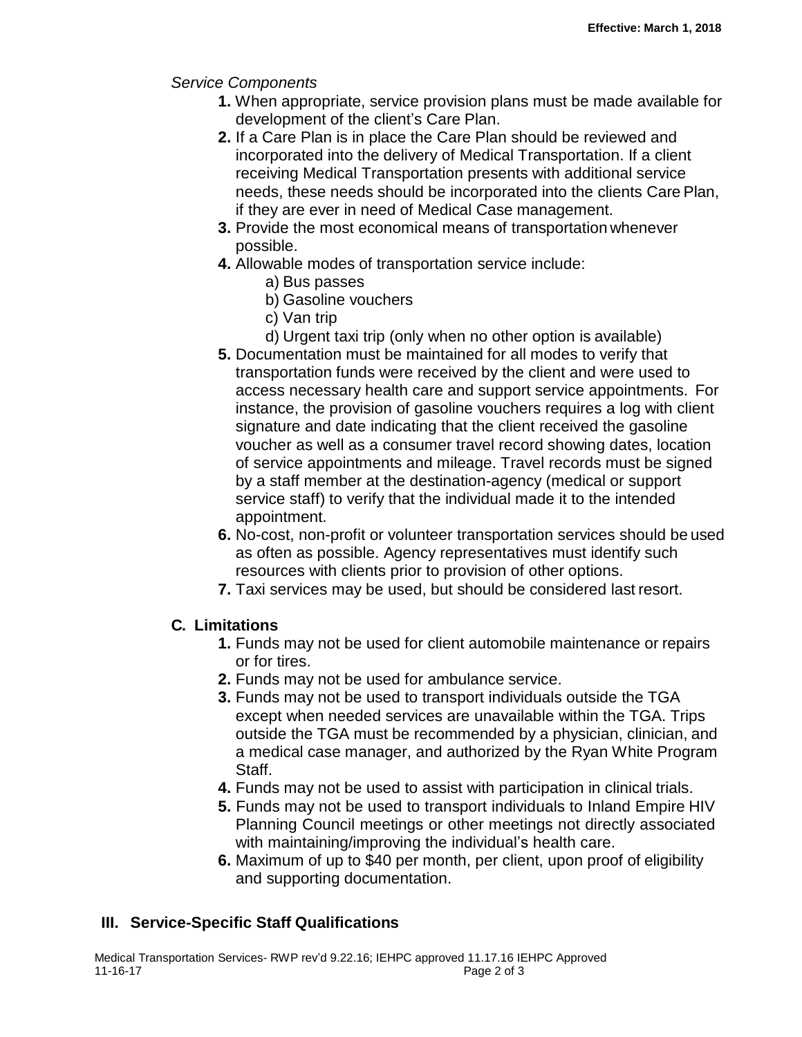*Service Components*

1. When appropriate, service provision plans must be made available for development of the client's Care Plan.
2. If a Care Plan is in place the Care Plan should be reviewed and incorporated into the delivery of Medical Transportation. If a client receiving Medical Transportation presents with additional service needs, these needs should be incorporated into the clients Care Plan, if they are ever in need of Medical Case management.
3. Provide the most economical means of transportation whenever possible.
4. Allowable modes of transportation service include:
   a) Bus passes
   b) Gasoline vouchers
   c) Van trip
   d) Urgent taxi trip (only when no other option is available)
5. Documentation must be maintained for all modes to verify that transportation funds were received by the client and were used to access necessary health care and support service appointments. For instance, the provision of gasoline vouchers requires a log with client signature and date indicating that the client received the gasoline voucher as well as a consumer travel record showing dates, location of service appointments and mileage. Travel records must be signed by a staff member at the destination-agency (medical or support service staff) to verify that the individual made it to the intended appointment.
6. No-cost, non-profit or volunteer transportation services should be used as often as possible. Agency representatives must identify such resources with clients prior to provision of other options.
7. Taxi services may be used, but should be considered last resort.

## C. Limitations

1. Funds may not be used for client automobile maintenance or repairs or for tires.
2. Funds may not be used for ambulance service.
3. Funds may not be used to transport individuals outside the TGA except when needed services are unavailable within the TGA. Trips outside the TGA must be recommended by a physician, clinician, and a medical case manager, and authorized by the Ryan White Program Staff.
4. Funds may not be used to assist with participation in clinical trials.
5. Funds may not be used to transport individuals to Inland Empire HIV Planning Council meetings or other meetings not directly associated with maintaining/improving the individual's health care.
6. Maximum of up to $40 per month, per client, upon proof of eligibility and supporting documentation.

# III. Service-Specific Staff Qualifications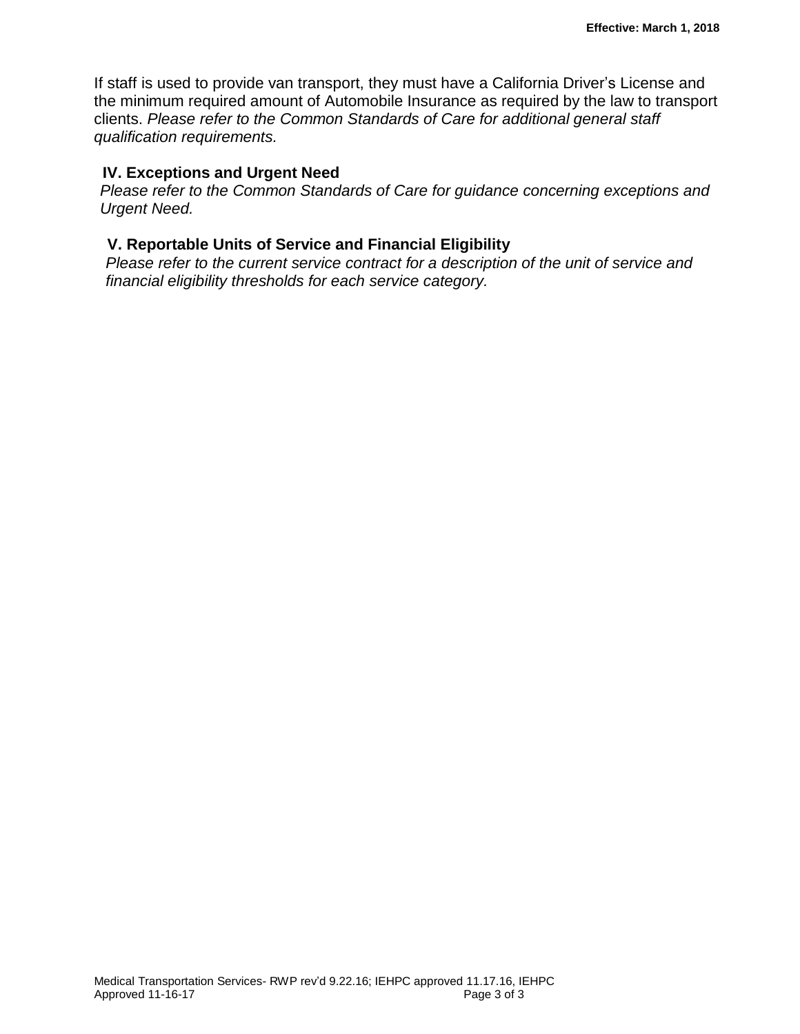If staff is used to provide van transport, they must have a California Driver's License and the minimum required amount of Automobile Insurance as required by the law to transport clients. *Please refer to the Common Standards of Care for additional general staff qualification requirements.*

## IV. Exceptions and Urgent Need

*Please refer to the Common Standards of Care for guidance concerning exceptions and Urgent Need.*

## V. Reportable Units of Service and Financial Eligibility

*Please refer to the current service contract for a description of the unit of service and financial eligibility thresholds for each service category.*